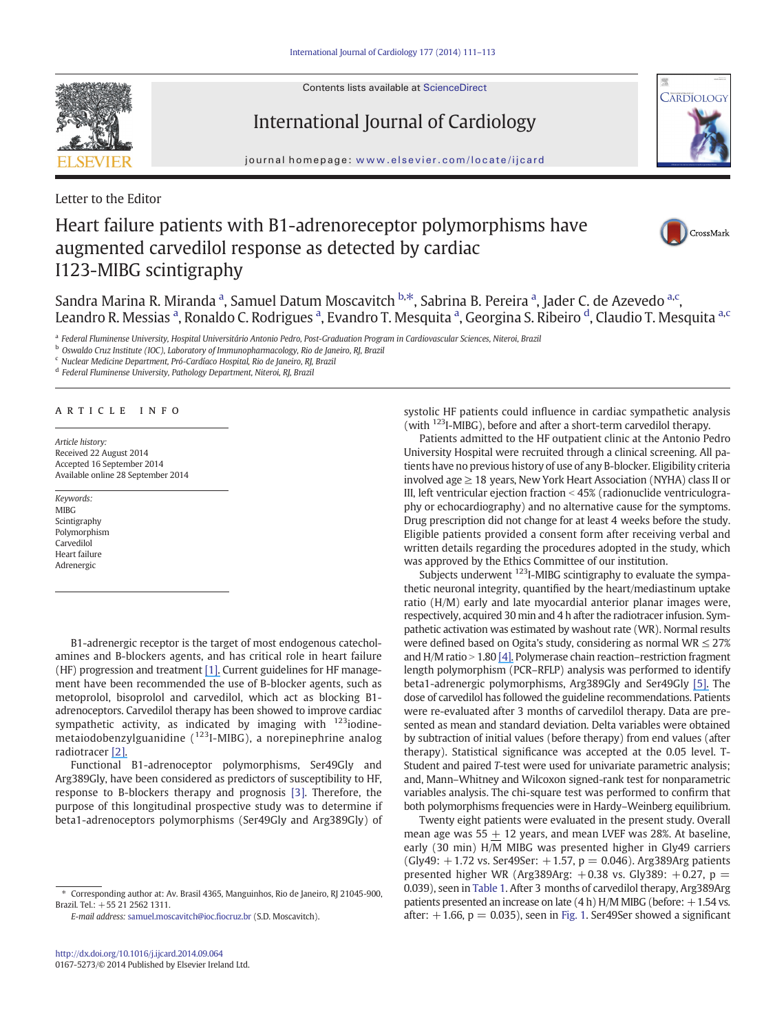Letter to the Editor

# Heart failure patients with B1-adrenoreceptor polymorphisms have augmented carvedilol response as detected by cardiac I123-MIBG scintigraphy

Sandra Marina R. Miranda [a], Samuel Datum Moscavitch [b,*], Sabrina B. Pereira [a], Jader C. de Azevedo [a,c], Leandro R. Messias [a], Ronaldo C. Rodrigues [a], Evandro T. Mesquita [a], Georgina S. Ribeiro [d], Claudio T. Mesquita [a,c]

[a] Federal Fluminense University, Hospital Universitário Antonio Pedro, Post-Graduation Program in Cardiovascular Sciences, Niteroi, Brazil
[b] Oswaldo Cruz Institute (IOC), Laboratory of Immunopharmacology, Rio de Janeiro, RJ, Brazil
[c] Nuclear Medicine Department, Pró-Cardíaco Hospital, Rio de Janeiro, RJ, Brazil
[d] Federal Fluminense University, Pathology Department, Niteroi, RJ, Brazil

## ARTICLE INFO

*Article history:*
Received 22 August 2014
Accepted 16 September 2014
Available online 28 September 2014

*Keywords:*
MIBG
Scintigraphy
Polymorphism
Carvedilol
Heart failure
Adrenergic

B1-adrenergic receptor is the target of most endogenous catecholamines and B-blockers agents, and has critical role in heart failure (HF) progression and treatment [1]. Current guidelines for HF management have been recommended the use of B-blocker agents, such as metoprolol, bisoprolol and carvedilol, which act as blocking B1-adrenoceptors. Carvedilol therapy has been showed to improve cardiac sympathetic activity, as indicated by imaging with $^{123}$iodine-metaiodobenzylguanidine ($^{123}$I-MIBG), a norepinephrine analog radiotracer [2].

Functional B1-adrenoceptor polymorphisms, Ser49Gly and Arg389Gly, have been considered as predictors of susceptibility to HF, response to B-blockers therapy and prognosis [3]. Therefore, the purpose of this longitudinal prospective study was to determine if beta1-adrenoceptors polymorphisms (Ser49Gly and Arg389Gly) of systolic HF patients could influence in cardiac sympathetic analysis (with $^{123}$I-MIBG), before and after a short-term carvedilol therapy.

Patients admitted to the HF outpatient clinic at the Antonio Pedro University Hospital were recruited through a clinical screening. All patients have no previous history of use of any B-blocker. Eligibility criteria involved age ≥ 18 years, New York Heart Association (NYHA) class II or III, left ventricular ejection fraction < 45% (radionuclide ventriculography or echocardiography) and no alternative cause for the symptoms. Drug prescription did not change for at least 4 weeks before the study. Eligible patients provided a consent form after receiving verbal and written details regarding the procedures adopted in the study, which was approved by the Ethics Committee of our institution.

Subjects underwent $^{123}$I-MIBG scintigraphy to evaluate the sympathetic neuronal integrity, quantified by the heart/mediastinum uptake ratio (H/M) early and late myocardial anterior planar images were, respectively, acquired 30 min and 4 h after the radiotracer infusion. Sympathetic activation was estimated by washout rate (WR). Normal results were defined based on Ogita's study, considering as normal WR ≤ 27% and H/M ratio > 1.80 [4]. Polymerase chain reaction–restriction fragment length polymorphism (PCR–RFLP) analysis was performed to identify beta1-adrenergic polymorphisms, Arg389Gly and Ser49Gly [5]. The dose of carvedilol has followed the guideline recommendations. Patients were re-evaluated after 3 months of carvedilol therapy. Data are presented as mean and standard deviation. Delta variables were obtained by subtraction of initial values (before therapy) from end values (after therapy). Statistical significance was accepted at the 0.05 level. T-Student and paired *T*-test were used for univariate parametric analysis; and, Mann–Whitney and Wilcoxon signed-rank test for nonparametric variables analysis. The chi-square test was performed to confirm that both polymorphisms frequencies were in Hardy–Weinberg equilibrium.

Twenty eight patients were evaluated in the present study. Overall mean age was 55 ± 12 years, and mean LVEF was 28%. At baseline, early (30 min) H/M MIBG was presented higher in Gly49 carriers (Gly49: +1.72 vs. Ser49Ser: +1.57, p = 0.046). Arg389Arg patients presented higher WR (Arg389Arg: +0.38 vs. Gly389: +0.27, p = 0.039), seen in Table 1. After 3 months of carvedilol therapy, Arg389Arg patients presented an increase on late (4 h) H/M MIBG (before: +1.54 vs. after: +1.66, p = 0.035), seen in Fig. 1. Ser49Ser showed a significant

* Corresponding author at: Av. Brasil 4365, Manguinhos, Rio de Janeiro, RJ 21045-900, Brazil. Tel.: +55 21 2562 1311.
*E-mail address:* samuel.moscavitch@ioc.fiocruz.br (S.D. Moscavitch).

http://dx.doi.org/10.1016/j.ijcard.2014.09.064
0167-5273/© 2014 Published by Elsevier Ireland Ltd.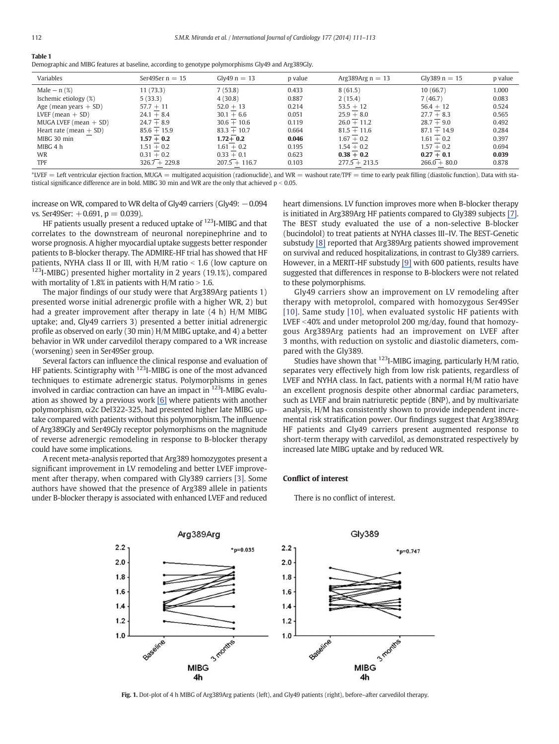**Table 1**
Demographic and MIBG features at baseline, according to genotype polymorphisms Gly49 and Arg389Gly.

| Variables | Ser49Ser n = 15 | Gly49 n = 13 | p value | Arg389Arg n = 13 | Gly389 n = 15 | p value |
|---|---|---|---|---|---|---|
| Male – n (%) | 11 (73.3) | 7 (53.8) | 0.433 | 8 (61.5) | 10 (66.7) | 1.000 |
| Ischemic etiology (%) | 5 (33.3) | 4 (30.8) | 0.887 | 2 (15.4) | 7 (46.7) | 0.083 |
| Age (mean years + SD) | 57.7 + 11 | 52.0 + 13 | 0.214 | 53.5 + 12 | 56.4 + 12 | 0.524 |
| LVEF (mean + SD) | 24.1 + 8.4 | 30.1 + 6.6 | 0.051 | 25.9 + 8.0 | 27.7 + 8.3 | 0.565 |
| MUGA LVEF (mean + SD) | 24.7 + 8.9 | 30.6 + 10.6 | 0.119 | 26.0 + 11.2 | 28.7 + 9.0 | 0.492 |
| Heart rate (mean + SD) | 85.6 + 15.9 | 83.3 + 10.7 | 0.664 | 81.5 + 11.6 | 87.1 + 14.9 | 0.284 |
| MIBG 30 min | **1.57 + 0.2** | **1.72+ 0.2** | **0.046** | 1.67 + 0.2 | 1.61 + 0.2 | 0.397 |
| MIBG 4 h | 1.51 + 0.2 | 1.61 + 0.2 | 0.195 | 1.54 + 0.2 | 1.57 + 0.2 | 0.694 |
| WR | 0.31 + 0.2 | 0.33 + 0.1 | 0.623 | **0.38 + 0.2** | **0.27 + 0.1** | **0.039** |
| TPF | 326.7 + 229.8 | 207.5 + 116.7 | 0.103 | 277.5 + 213.5 | 266.0 + 80.0 | 0.878 |

*LVEF = Left ventricular ejection fraction, MUGA = multigated acquisition (radionuclide), and WR = washout rate/TPF = time to early peak filling (diastolic function). Data with statistical significance difference are in bold. MIBG 30 min and WR are the only that achieved $p < 0.05$.

increase on WR, compared to WR delta of Gly49 carriers (Gly49: −0.094 vs. Ser49Ser: +0.691, p = 0.039).

HF patients usually present a reduced uptake of $^{123}$I-MIBG and that correlates to the downstream of neuronal norepinephrine and to worse prognosis. A higher myocardial uptake suggests better responder patients to B-blocker therapy. The ADMIRE-HF trial has showed that HF patients, NYHA class II or III, with H/M ratio < 1.6 (low capture on $^{123}$I-MIBG) presented higher mortality in 2 years (19.1%), compared with mortality of 1.8% in patients with H/M ratio > 1.6.

The major findings of our study were that Arg389Arg patients 1) presented worse initial adrenergic profile with a higher WR, 2) but had a greater improvement after therapy in late (4 h) H/M MIBG uptake; and, Gly49 carriers 3) presented a better initial adrenergic profile as observed on early (30 min) H/M MIBG uptake, and 4) a better behavior in WR under carvedilol therapy compared to a WR increase (worsening) seen in Ser49Ser group.

Several factors can influence the clinical response and evaluation of HF patients. Scintigraphy with $^{123}$I-MIBG is one of the most advanced techniques to estimate adrenergic status. Polymorphisms in genes involved in cardiac contraction can have an impact in $^{123}$I-MIBG evaluation as showed by a previous work [6] where patients with another polymorphism, α2c Del322-325, had presented higher late MIBG uptake compared with patients without this polymorphism. The influence of Arg389Gly and Ser49Gly receptor polymorphisms on the magnitude of reverse adrenergic remodeling in response to B-blocker therapy could have some implications.

A recent meta-analysis reported that Arg389 homozygotes present a significant improvement in LV remodeling and better LVEF improvement after therapy, when compared with Gly389 carriers [3]. Some authors have showed that the presence of Arg389 allele in patients under B-blocker therapy is associated with enhanced LVEF and reduced heart dimensions. LV function improves more when B-blocker therapy is initiated in Arg389Arg HF patients compared to Gly389 subjects [7]. The BEST study evaluated the use of a non-selective B-blocker (bucindolol) to treat patients at NYHA classes III–IV. The BEST-Genetic substudy [8] reported that Arg389Arg patients showed improvement on survival and reduced hospitalizations, in contrast to Gly389 carriers. However, in a MERIT-HF substudy [9] with 600 patients, results have suggested that differences in response to B-blockers were not related to these polymorphisms.

Gly49 carriers show an improvement on LV remodeling after therapy with metoprolol, compared with homozygous Ser49Ser [10]. Same study [10], when evaluated systolic HF patients with LVEF <40% and under metoprolol 200 mg/day, found that homozygous Arg389Arg patients had an improvement on LVEF after 3 months, with reduction on systolic and diastolic diameters, compared with the Gly389.

Studies have shown that $^{123}$I-MIBG imaging, particularly H/M ratio, separates very effectively high from low risk patients, regardless of LVEF and NYHA class. In fact, patients with a normal H/M ratio have an excellent prognosis despite other abnormal cardiac parameters, such as LVEF and brain natriuretic peptide (BNP), and by multivariate analysis, H/M has consistently shown to provide independent incremental risk stratification power. Our findings suggest that Arg389Arg HF patients and Gly49 carriers present augmented response to short-term therapy with carvedilol, as demonstrated respectively by increased late MIBG uptake and by reduced WR.

## Conflict of interest

There is no conflict of interest.

**Fig. 1.** Dot-plot of 4 h MIBG of Arg389Arg patients (left), and Gly49 patients (right), before–after carvedilol therapy.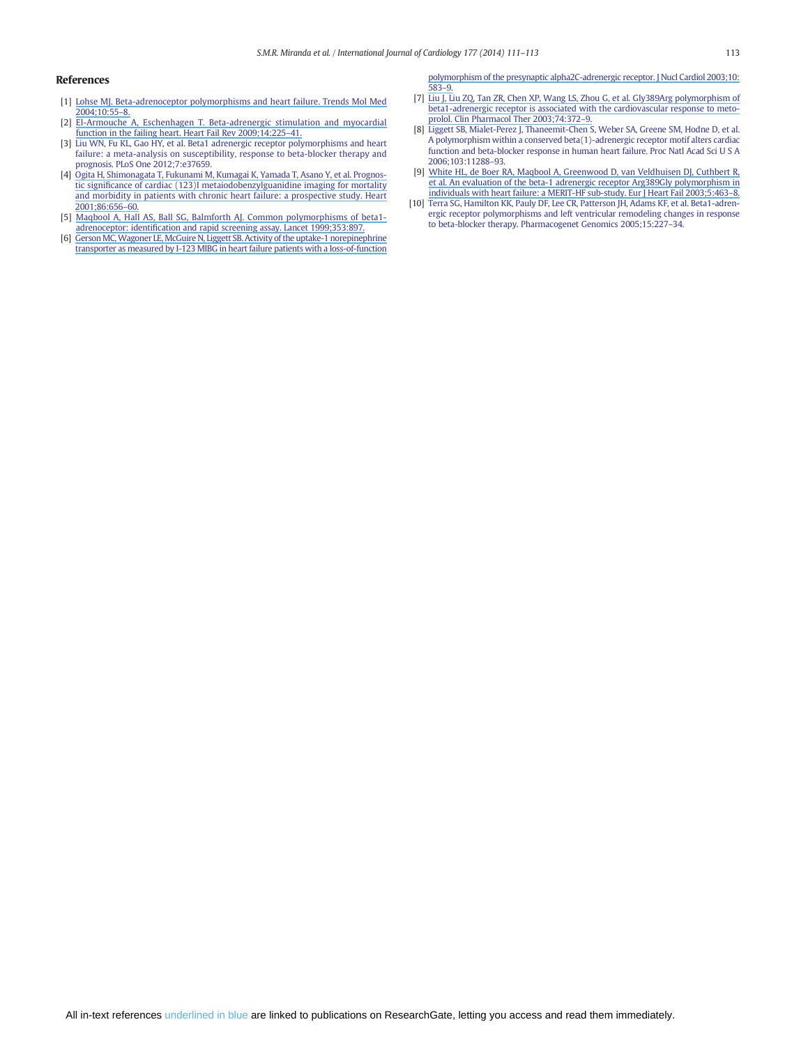## References

[1] Lohse MJ. Beta-adrenoceptor polymorphisms and heart failure. Trends Mol Med 2004;10:55–8.

[2] El-Armouche A, Eschenhagen T. Beta-adrenergic stimulation and myocardial function in the failing heart. Heart Fail Rev 2009;14:225–41.

[3] Liu WN, Fu KL, Gao HY, et al. Beta1 adrenergic receptor polymorphisms and heart failure: a meta-analysis on susceptibility, response to beta-blocker therapy and prognosis. PLoS One 2012;7:e37659.

[4] Ogita H, Shimonagata T, Fukunami M, Kumagai K, Yamada T, Asano Y, et al. Prognostic significance of cardiac (123)I metaiodobenzylguanidine imaging for mortality and morbidity in patients with chronic heart failure: a prospective study. Heart 2001;86:656–60.

[5] Maqbool A, Hall AS, Ball SG, Balmforth AJ. Common polymorphisms of beta1-adrenoceptor: identification and rapid screening assay. Lancet 1999;353:897.

[6] Gerson MC, Wagoner LE, McGuire N, Liggett SB. Activity of the uptake-1 norepinephrine transporter as measured by I-123 MIBG in heart failure patients with a loss-of-function polymorphism of the presynaptic alpha2C-adrenergic receptor. J Nucl Cardiol 2003;10:583–9.

[7] Liu J, Liu ZQ, Tan ZR, Chen XP, Wang LS, Zhou G, et al. Gly389Arg polymorphism of beta1-adrenergic receptor is associated with the cardiovascular response to metoprolol. Clin Pharmacol Ther 2003;74:372–9.

[8] Liggett SB, Mialet-Perez J, Thaneemit-Chen S, Weber SA, Greene SM, Hodne D, et al. A polymorphism within a conserved beta(1)-adrenergic receptor motif alters cardiac function and beta-blocker response in human heart failure. Proc Natl Acad Sci U S A 2006;103:11288–93.

[9] White HL, de Boer RA, Maqbool A, Greenwood D, van Veldhuisen DJ, Cuthbert R, et al. An evaluation of the beta-1 adrenergic receptor Arg389Gly polymorphism in individuals with heart failure: a MERIT-HF sub-study. Eur J Heart Fail 2003;5:463–8.

[10] Terra SG, Hamilton KK, Pauly DF, Lee CR, Patterson JH, Adams KF, et al. Beta1-adrenergic receptor polymorphisms and left ventricular remodeling changes in response to beta-blocker therapy. Pharmacogenet Genomics 2005;15:227–34.

All in-text references underlined in blue are linked to publications on ResearchGate, letting you access and read them immediately.